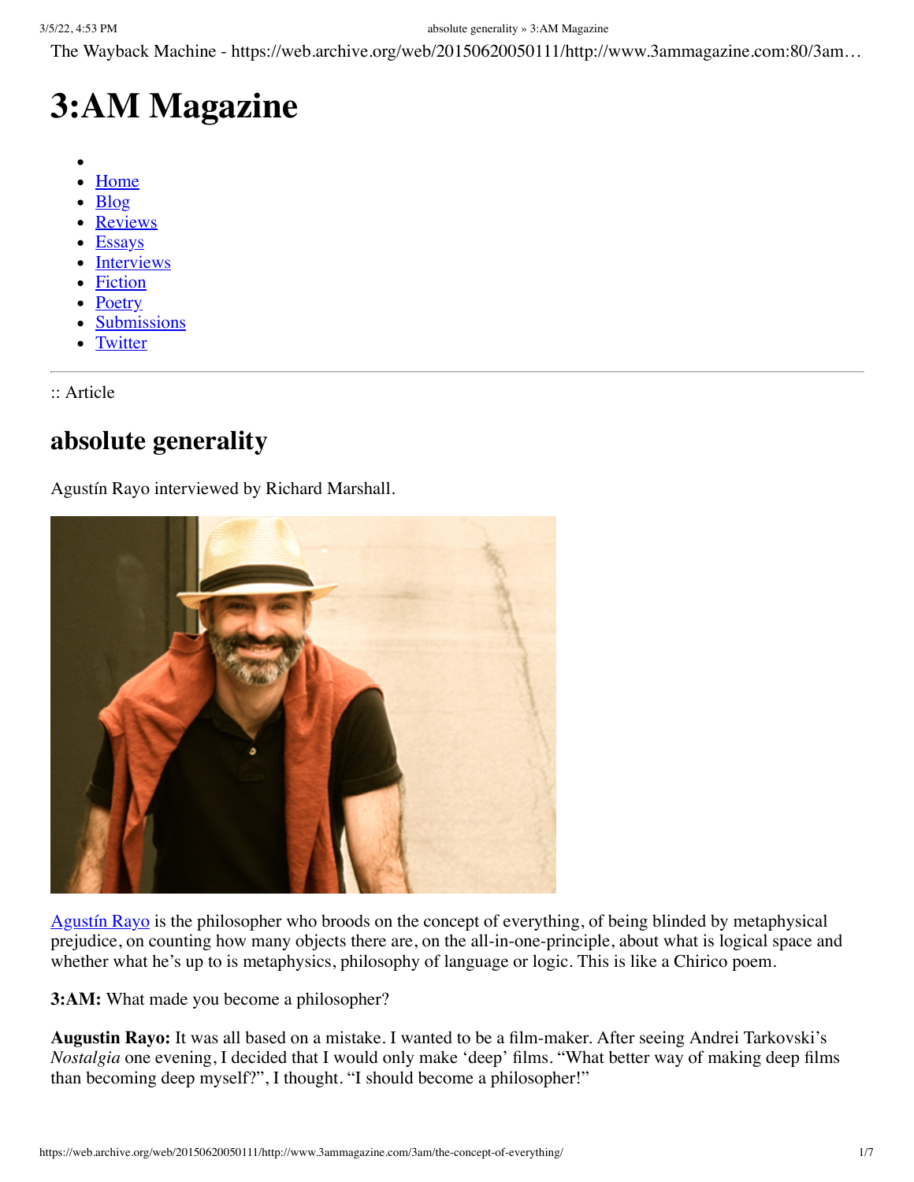# 3:AM Magazine

- Home
- Blog
- Reviews
- Essays
- Interviews
- Fiction
- Poetry
- Submissions
- Twitter

:: Article

## absolute generality

Agustín Rayo interviewed by Richard Marshall.

Agustín Rayo is the philosopher who broods on the concept of everything, of being blinded by metaphysical prejudice, on counting how many objects there are, on the all-in-one-principle, about what is logical space and whether what he's up to is metaphysics, philosophy of language or logic. This is like a Chirico poem.

**3:AM:** What made you become a philosopher?

**Augustin Rayo:** It was all based on a mistake. I wanted to be a film-maker. After seeing Andrei Tarkovski's *Nostalgia* one evening, I decided that I would only make 'deep' films. "What better way of making deep films than becoming deep myself?", I thought. "I should become a philosopher!"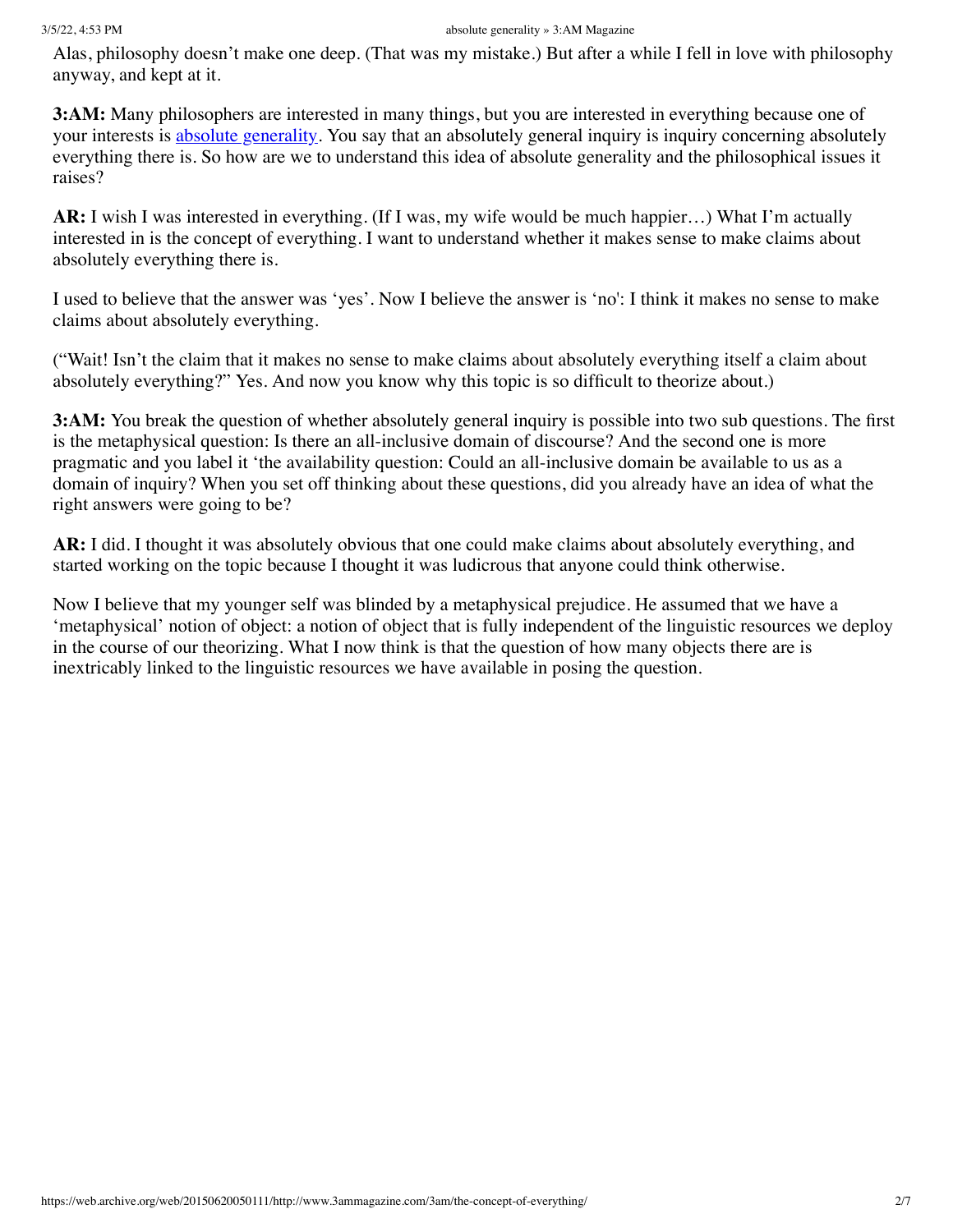Alas, philosophy doesn't make one deep. (That was my mistake.) But after a while I fell in love with philosophy anyway, and kept at it.

**3:AM:** Many philosophers are interested in many things, but you are interested in everything because one of your interests is absolute generality. You say that an absolutely general inquiry is inquiry concerning absolutely everything there is. So how are we to understand this idea of absolute generality and the philosophical issues it raises?

**AR:** I wish I was interested in everything. (If I was, my wife would be much happier…) What I'm actually interested in is the concept of everything. I want to understand whether it makes sense to make claims about absolutely everything there is.

I used to believe that the answer was 'yes'. Now I believe the answer is 'no': I think it makes no sense to make claims about absolutely everything.

("Wait! Isn't the claim that it makes no sense to make claims about absolutely everything itself a claim about absolutely everything?" Yes. And now you know why this topic is so difficult to theorize about.)

**3:AM:** You break the question of whether absolutely general inquiry is possible into two sub questions. The first is the metaphysical question: Is there an all-inclusive domain of discourse? And the second one is more pragmatic and you label it 'the availability question: Could an all-inclusive domain be available to us as a domain of inquiry? When you set off thinking about these questions, did you already have an idea of what the right answers were going to be?

**AR:** I did. I thought it was absolutely obvious that one could make claims about absolutely everything, and started working on the topic because I thought it was ludicrous that anyone could think otherwise.

Now I believe that my younger self was blinded by a metaphysical prejudice. He assumed that we have a 'metaphysical' notion of object: a notion of object that is fully independent of the linguistic resources we deploy in the course of our theorizing. What I now think is that the question of how many objects there are is inextricably linked to the linguistic resources we have available in posing the question.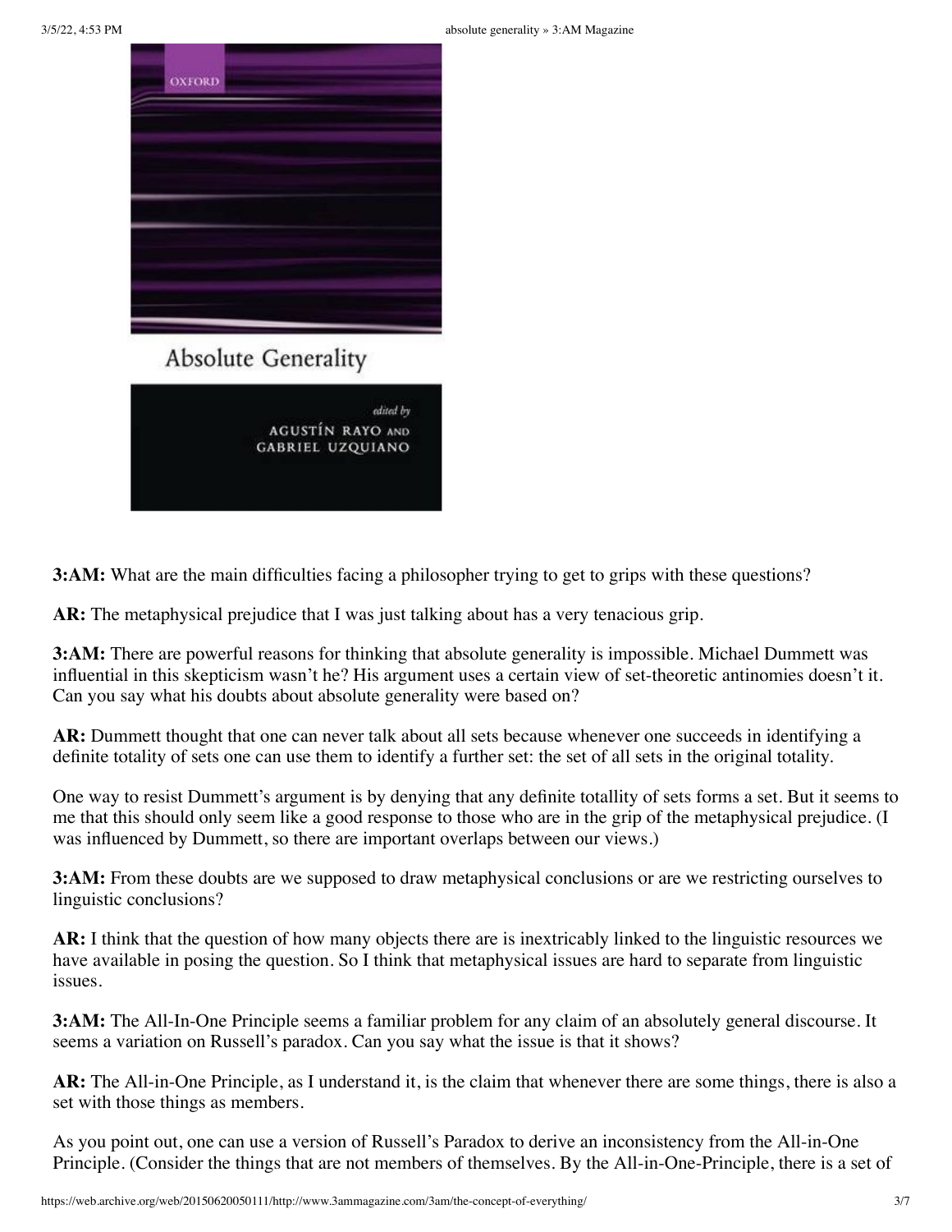**3:AM:** What are the main difficulties facing a philosopher trying to get to grips with these questions?

**AR:** The metaphysical prejudice that I was just talking about has a very tenacious grip.

**3:AM:** There are powerful reasons for thinking that absolute generality is impossible. Michael Dummett was influential in this skepticism wasn't he? His argument uses a certain view of set-theoretic antinomies doesn't it. Can you say what his doubts about absolute generality were based on?

**AR:** Dummett thought that one can never talk about all sets because whenever one succeeds in identifying a definite totality of sets one can use them to identify a further set: the set of all sets in the original totality.

One way to resist Dummett's argument is by denying that any definite totallity of sets forms a set. But it seems to me that this should only seem like a good response to those who are in the grip of the metaphysical prejudice. (I was influenced by Dummett, so there are important overlaps between our views.)

**3:AM:** From these doubts are we supposed to draw metaphysical conclusions or are we restricting ourselves to linguistic conclusions?

**AR:** I think that the question of how many objects there are is inextricably linked to the linguistic resources we have available in posing the question. So I think that metaphysical issues are hard to separate from linguistic issues.

**3:AM:** The All-In-One Principle seems a familiar problem for any claim of an absolutely general discourse. It seems a variation on Russell's paradox. Can you say what the issue is that it shows?

**AR:** The All-in-One Principle, as I understand it, is the claim that whenever there are some things, there is also a set with those things as members.

As you point out, one can use a version of Russell's Paradox to derive an inconsistency from the All-in-One Principle. (Consider the things that are not members of themselves. By the All-in-One-Principle, there is a set of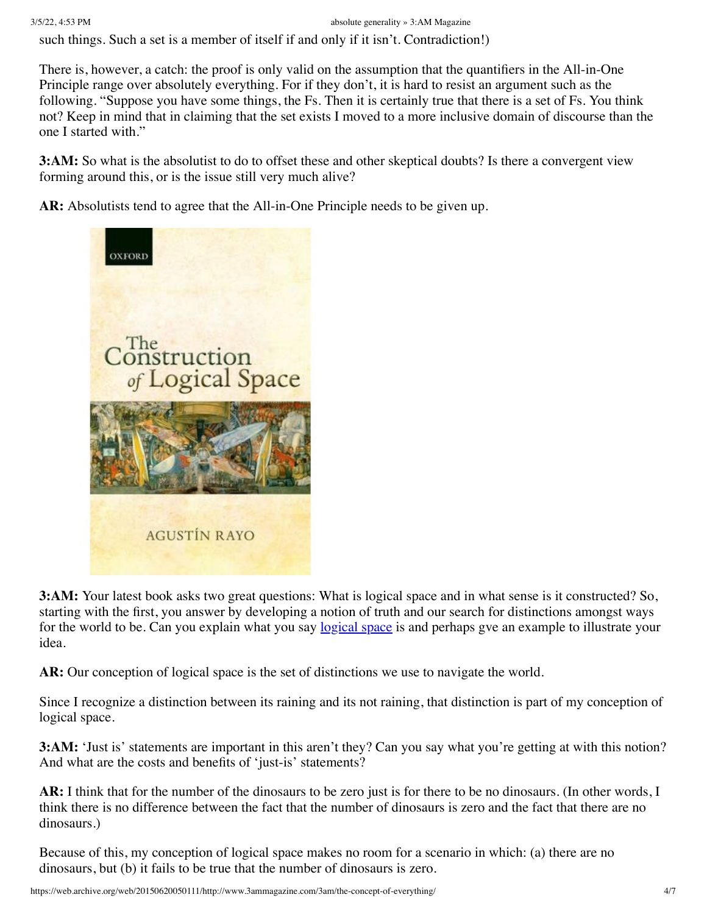such things. Such a set is a member of itself if and only if it isn't. Contradiction!)

There is, however, a catch: the proof is only valid on the assumption that the quantifiers in the All-in-One Principle range over absolutely everything. For if they don't, it is hard to resist an argument such as the following. "Suppose you have some things, the Fs. Then it is certainly true that there is a set of Fs. You think not? Keep in mind that in claiming that the set exists I moved to a more inclusive domain of discourse than the one I started with."

**3:AM:** So what is the absolutist to do to offset these and other skeptical doubts? Is there a convergent view forming around this, or is the issue still very much alive?

**AR:** Absolutists tend to agree that the All-in-One Principle needs to be given up.

**3:AM:** Your latest book asks two great questions: What is logical space and in what sense is it constructed? So, starting with the first, you answer by developing a notion of truth and our search for distinctions amongst ways for the world to be. Can you explain what you say [logical space] is and perhaps gve an example to illustrate your idea.

**AR:** Our conception of logical space is the set of distinctions we use to navigate the world.

Since I recognize a distinction between its raining and its not raining, that distinction is part of my conception of logical space.

**3:AM:** 'Just is' statements are important in this aren't they? Can you say what you're getting at with this notion? And what are the costs and benefits of 'just-is' statements?

**AR:** I think that for the number of the dinosaurs to be zero just is for there to be no dinosaurs. (In other words, I think there is no difference between the fact that the number of dinosaurs is zero and the fact that there are no dinosaurs.)

Because of this, my conception of logical space makes no room for a scenario in which: (a) there are no dinosaurs, but (b) it fails to be true that the number of dinosaurs is zero.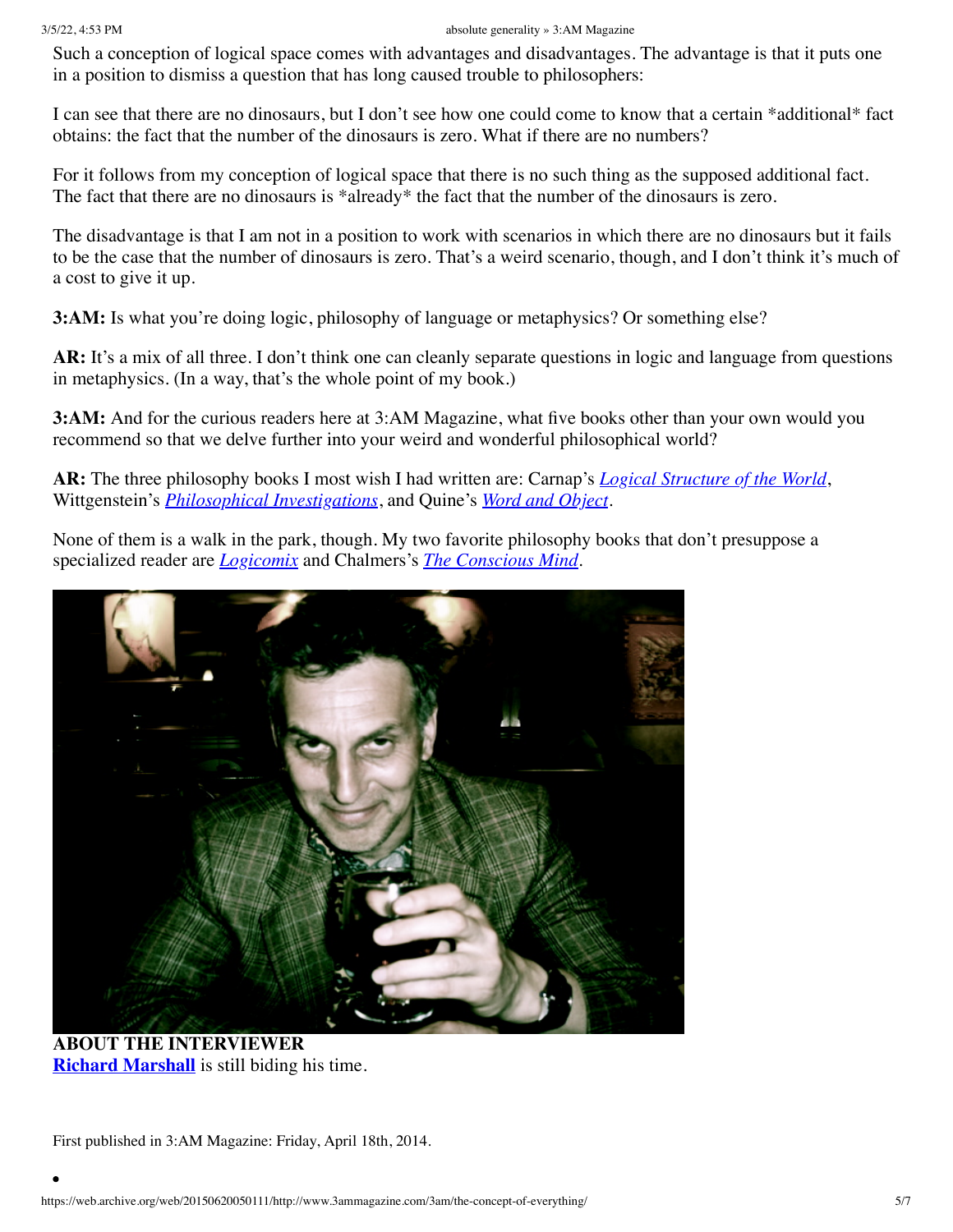Such a conception of logical space comes with advantages and disadvantages. The advantage is that it puts one in a position to dismiss a question that has long caused trouble to philosophers:

I can see that there are no dinosaurs, but I don't see how one could come to know that a certain *additional* fact obtains: the fact that the number of the dinosaurs is zero. What if there are no numbers?

For it follows from my conception of logical space that there is no such thing as the supposed additional fact. The fact that there are no dinosaurs is *already* the fact that the number of the dinosaurs is zero.

The disadvantage is that I am not in a position to work with scenarios in which there are no dinosaurs but it fails to be the case that the number of dinosaurs is zero. That's a weird scenario, though, and I don't think it's much of a cost to give it up.

**3:AM:** Is what you're doing logic, philosophy of language or metaphysics? Or something else?

**AR:** It's a mix of all three. I don't think one can cleanly separate questions in logic and language from questions in metaphysics. (In a way, that's the whole point of my book.)

**3:AM:** And for the curious readers here at 3:AM Magazine, what five books other than your own would you recommend so that we delve further into your weird and wonderful philosophical world?

**AR:** The three philosophy books I most wish I had written are: Carnap's *Logical Structure of the World*, Wittgenstein's *Philosophical Investigations*, and Quine's *Word and Object*.

None of them is a walk in the park, though. My two favorite philosophy books that don't presuppose a specialized reader are *Logicomix* and Chalmers's *The Conscious Mind*.

**ABOUT THE INTERVIEWER**
**Richard Marshall** is still biding his time.

First published in 3:AM Magazine: Friday, April 18th, 2014.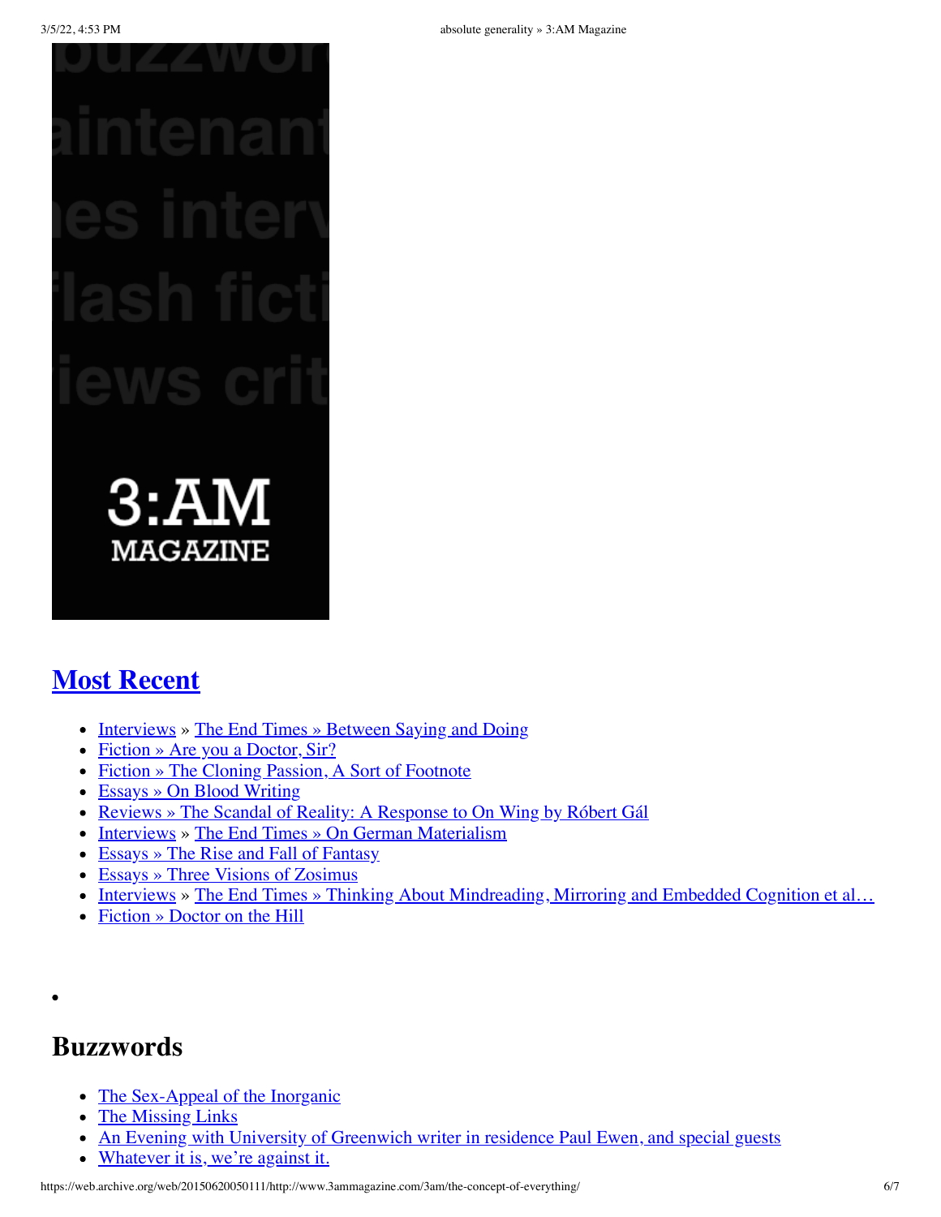## Most Recent

- Interviews » The End Times » Between Saying and Doing
- Fiction » Are you a Doctor, Sir?
- Fiction » The Cloning Passion, A Sort of Footnote
- Essays » On Blood Writing
- Reviews » The Scandal of Reality: A Response to On Wing by Róbert Gál
- Interviews » The End Times » On German Materialism
- Essays » The Rise and Fall of Fantasy
- Essays » Three Visions of Zosimus
- Interviews » The End Times » Thinking About Mindreading, Mirroring and Embedded Cognition et al…
- Fiction » Doctor on the Hill

## Buzzwords

- The Sex-Appeal of the Inorganic
- The Missing Links
- An Evening with University of Greenwich writer in residence Paul Ewen, and special guests
- Whatever it is, we're against it.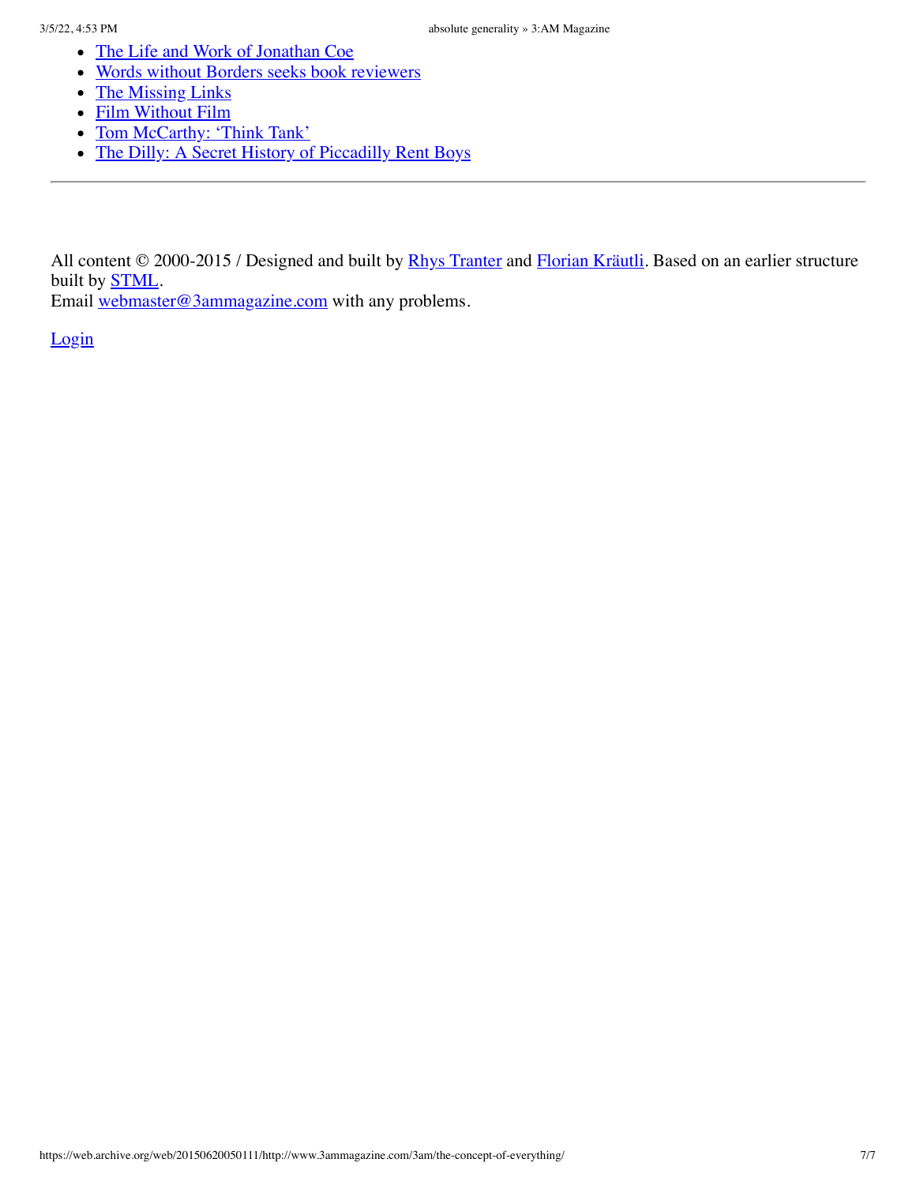- The Life and Work of Jonathan Coe
- Words without Borders seeks book reviewers
- The Missing Links
- Film Without Film
- Tom McCarthy: 'Think Tank'
- The Dilly: A Secret History of Piccadilly Rent Boys

---

All content © 2000-2015 / Designed and built by Rhys Tranter and Florian Kräutli. Based on an earlier structure built by STML.
Email webmaster@3ammagazine.com with any problems.

Login